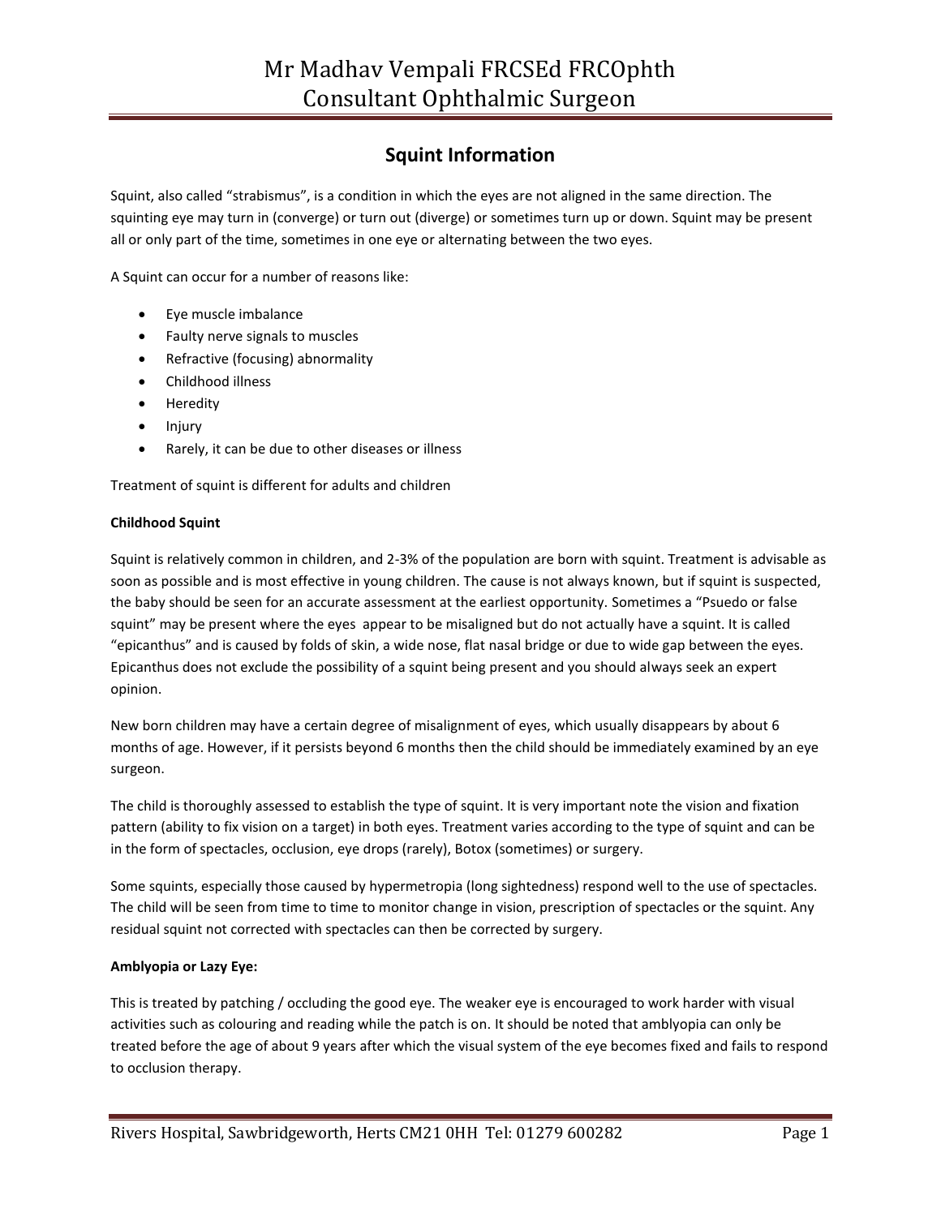# Squint Information

Squint, also called "strabismus", is a condition in which the eyes are not aligned in the same direction. The squinting eye may turn in (converge) or turn out (diverge) or sometimes turn up or down. Squint may be present all or only part of the time, sometimes in one eye or alternating between the two eyes.

A Squint can occur for a number of reasons like:

- Eye muscle imbalance
- Faulty nerve signals to muscles
- Refractive (focusing) abnormality
- Childhood illness
- Heredity
- Injury
- Rarely, it can be due to other diseases or illness

Treatment of squint is different for adults and children

**Childhood Squint**

Squint is relatively common in children, and 2-3% of the population are born with squint. Treatment is advisable as soon as possible and is most effective in young children. The cause is not always known, but if squint is suspected, the baby should be seen for an accurate assessment at the earliest opportunity. Sometimes a "Psuedo or false squint" may be present where the eyes appear to be misaligned but do not actually have a squint. It is called "epicanthus" and is caused by folds of skin, a wide nose, flat nasal bridge or due to wide gap between the eyes. Epicanthus does not exclude the possibility of a squint being present and you should always seek an expert opinion.

New born children may have a certain degree of misalignment of eyes, which usually disappears by about 6 months of age. However, if it persists beyond 6 months then the child should be immediately examined by an eye surgeon.

The child is thoroughly assessed to establish the type of squint. It is very important note the vision and fixation pattern (ability to fix vision on a target) in both eyes. Treatment varies according to the type of squint and can be in the form of spectacles, occlusion, eye drops (rarely), Botox (sometimes) or surgery.

Some squints, especially those caused by hypermetropia (long sightedness) respond well to the use of spectacles. The child will be seen from time to time to monitor change in vision, prescription of spectacles or the squint. Any residual squint not corrected with spectacles can then be corrected by surgery.

**Amblyopia or Lazy Eye:**

This is treated by patching / occluding the good eye. The weaker eye is encouraged to work harder with visual activities such as colouring and reading while the patch is on. It should be noted that amblyopia can only be treated before the age of about 9 years after which the visual system of the eye becomes fixed and fails to respond to occlusion therapy.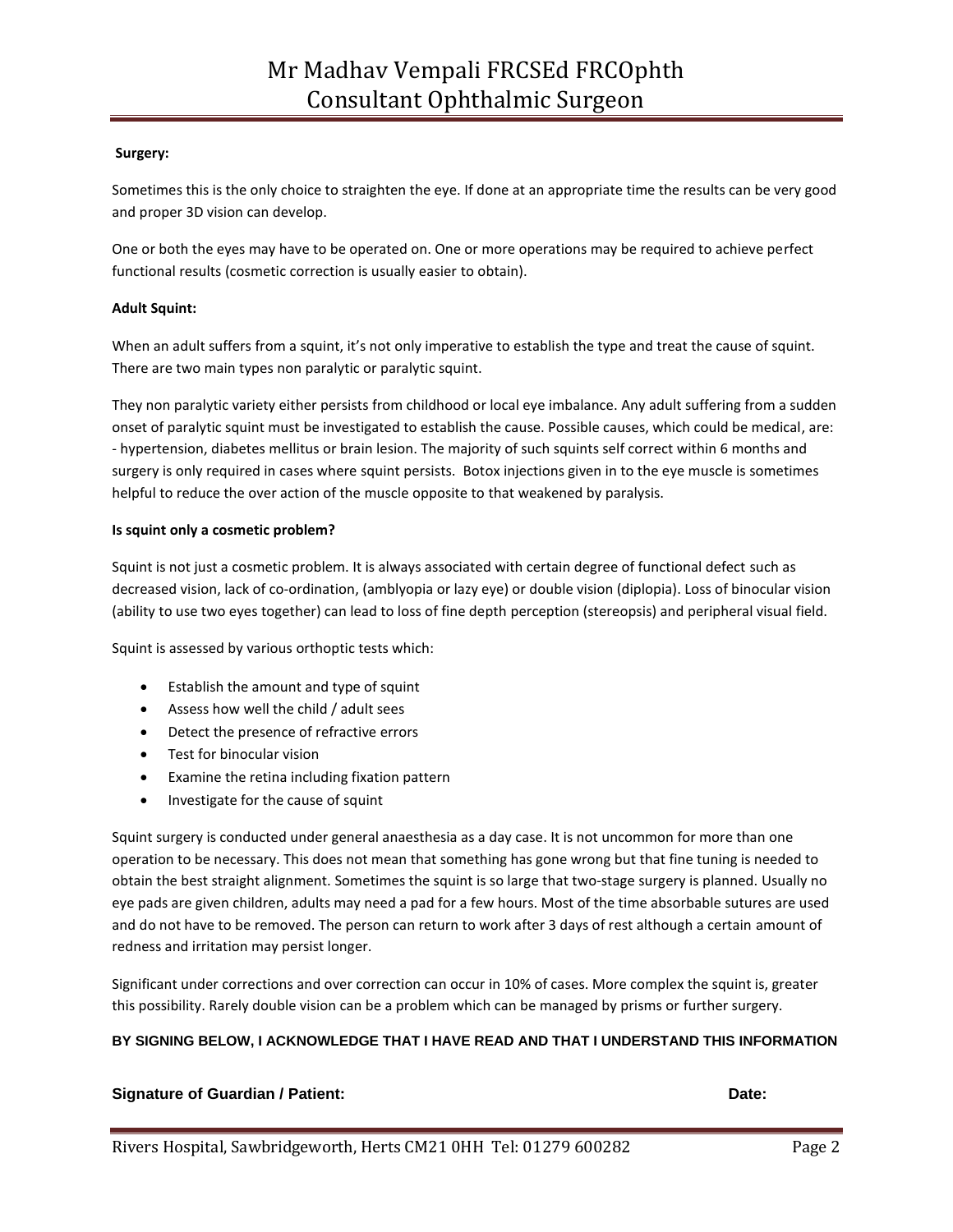**Surgery:**

Sometimes this is the only choice to straighten the eye. If done at an appropriate time the results can be very good and proper 3D vision can develop.

One or both the eyes may have to be operated on. One or more operations may be required to achieve perfect functional results (cosmetic correction is usually easier to obtain).

**Adult Squint:**

When an adult suffers from a squint, it's not only imperative to establish the type and treat the cause of squint. There are two main types non paralytic or paralytic squint.

They non paralytic variety either persists from childhood or local eye imbalance. Any adult suffering from a sudden onset of paralytic squint must be investigated to establish the cause. Possible causes, which could be medical, are: - hypertension, diabetes mellitus or brain lesion. The majority of such squints self correct within 6 months and surgery is only required in cases where squint persists. Botox injections given in to the eye muscle is sometimes helpful to reduce the over action of the muscle opposite to that weakened by paralysis.

**Is squint only a cosmetic problem?**

Squint is not just a cosmetic problem. It is always associated with certain degree of functional defect such as decreased vision, lack of co-ordination, (amblyopia or lazy eye) or double vision (diplopia). Loss of binocular vision (ability to use two eyes together) can lead to loss of fine depth perception (stereopsis) and peripheral visual field.

Squint is assessed by various orthoptic tests which:

- Establish the amount and type of squint
- Assess how well the child / adult sees
- Detect the presence of refractive errors
- Test for binocular vision
- Examine the retina including fixation pattern
- Investigate for the cause of squint

Squint surgery is conducted under general anaesthesia as a day case. It is not uncommon for more than one operation to be necessary. This does not mean that something has gone wrong but that fine tuning is needed to obtain the best straight alignment. Sometimes the squint is so large that two-stage surgery is planned. Usually no eye pads are given children, adults may need a pad for a few hours. Most of the time absorbable sutures are used and do not have to be removed. The person can return to work after 3 days of rest although a certain amount of redness and irritation may persist longer.

Significant under corrections and over correction can occur in 10% of cases. More complex the squint is, greater this possibility. Rarely double vision can be a problem which can be managed by prisms or further surgery.

**BY SIGNING BELOW, I ACKNOWLEDGE THAT I HAVE READ AND THAT I UNDERSTAND THIS INFORMATION**

**Signature of Guardian / Patient:** **Date:**